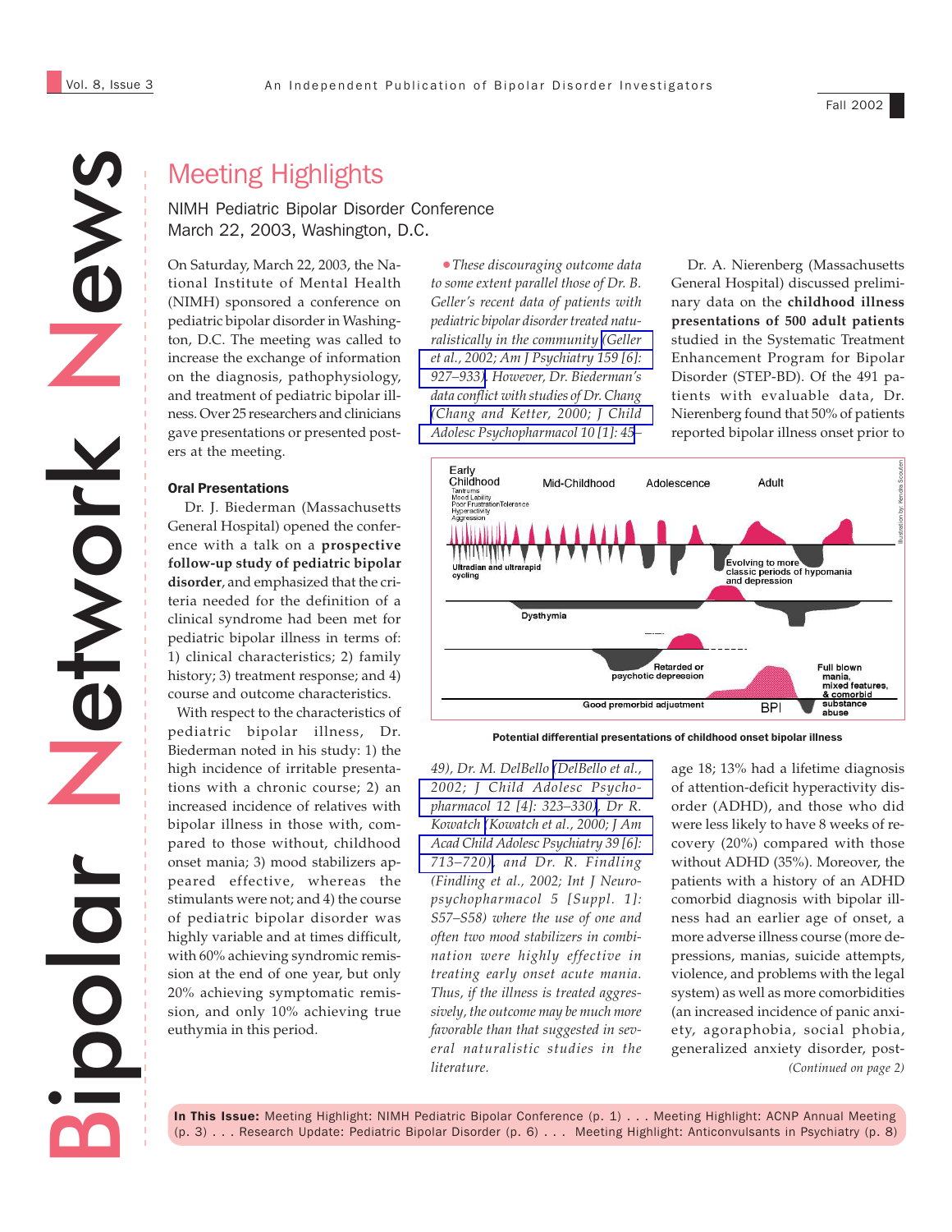# Meeting Highlights

## NIMH Pediatric Bipolar Disorder Conference
March 22, 2003, Washington, D.C.

On Saturday, March 22, 2003, the National Institute of Mental Health (NIMH) sponsored a conference on pediatric bipolar disorder in Washington, D.C. The meeting was called to increase the exchange of information on the diagnosis, pathophysiology, and treatment of pediatric bipolar illness. Over 25 researchers and clinicians gave presentations or presented posters at the meeting.

### Oral Presentations

Dr. J. Biederman (Massachusetts General Hospital) opened the conference with a talk on a **prospective follow-up study of pediatric bipolar disorder**, and emphasized that the criteria needed for the definition of a clinical syndrome had been met for pediatric bipolar illness in terms of: 1) clinical characteristics; 2) family history; 3) treatment response; and 4) course and outcome characteristics.

With respect to the characteristics of pediatric bipolar illness, Dr. Biederman noted in his study: 1) the high incidence of irritable presentations with a chronic course; 2) an increased incidence of relatives with bipolar illness in those with, compared to those without, childhood onset mania; 3) mood stabilizers appeared effective, whereas the stimulants were not; and 4) the course of pediatric bipolar disorder was highly variable and at times difficult, with 60% achieving syndromic remission at the end of one year, but only 20% achieving symptomatic remission, and only 10% achieving true euthymia in this period.

• *These discouraging outcome data to some extent parallel those of Dr. B. Geller's recent data of patients with pediatric bipolar disorder treated naturalistically in the community (Geller et al., 2002; Am J Psychiatry 159 [6]: 927–933). However, Dr. Biederman's data conflict with studies of Dr. Chang (Chang and Ketter, 2000; J Child Adolesc Psychopharmacol 10 [1]: 45–49), Dr. M. DelBello (DelBello et al., 2002; J Child Adolesc Psychopharmacol 12 [4]: 323–330), Dr R. Kowatch (Kowatch et al., 2000; J Am Acad Child Adolesc Psychiatry 39 [6]: 713–720), and Dr. R. Findling (Findling et al., 2002; Int J Neuropsychopharmacol 5 [Suppl. 1]: S57–S58) where the use of one and often two mood stabilizers in combination were highly effective in treating early onset acute mania. Thus, if the illness is treated aggressively, the outcome may be much more favorable than that suggested in several naturalistic studies in the literature.*

Dr. A. Nierenberg (Massachusetts General Hospital) discussed preliminary data on the **childhood illness presentations of 500 adult patients** studied in the Systematic Treatment Enhancement Program for Bipolar Disorder (STEP-BD). Of the 491 patients with evaluable data, Dr. Nierenberg found that 50% of patients reported bipolar illness onset prior to age 18; 13% had a lifetime diagnosis of attention-deficit hyperactivity disorder (ADHD), and those who did were less likely to have 8 weeks of recovery (20%) compared with those without ADHD (35%). Moreover, the patients with a history of an ADHD comorbid diagnosis with bipolar illness had an earlier age of onset, a more adverse illness course (more depressions, manias, suicide attempts, violence, and problems with the legal system) as well as more comorbidities (an increased incidence of panic anxiety, agoraphobia, social phobia, generalized anxiety disorder, post-

*(Continued on page 2)*

**Potential differential presentations of childhood onset bipolar illness**

**In This Issue:** Meeting Highlight: NIMH Pediatric Bipolar Conference (p. 1) . . . Meeting Highlight: ACNP Annual Meeting (p. 3) . . . Research Update: Pediatric Bipolar Disorder (p. 6) . . . Meeting Highlight: Anticonvulsants in Psychiatry (p. 8)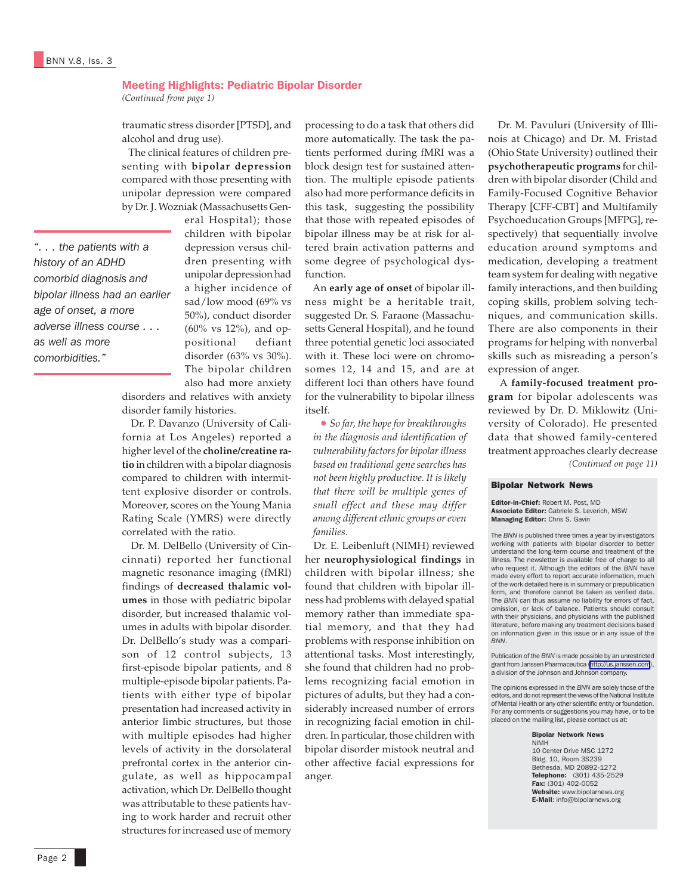## Meeting Highlights: Pediatric Bipolar Disorder

*(Continued from page 1)*

traumatic stress disorder [PTSD], and alcohol and drug use).

The clinical features of children presenting with **bipolar depression** compared with those presenting with unipolar depression were compared by Dr. J. Wozniak (Massachusetts General Hospital); those children with bipolar depression versus children presenting with unipolar depression had a higher incidence of sad/low mood (69% vs 50%), conduct disorder (60% vs 12%), and oppositional defiant disorder (63% vs 30%). The bipolar children also had more anxiety disorders and relatives with anxiety disorder family histories.

> *". . . the patients with a history of an ADHD comorbid diagnosis and bipolar illness had an earlier age of onset, a more adverse illness course . . . as well as more comorbidities."*

Dr. P. Davanzo (University of California at Los Angeles) reported a higher level of the **choline/creatine ratio** in children with a bipolar diagnosis compared to children with intermittent explosive disorder or controls. Moreover, scores on the Young Mania Rating Scale (YMRS) were directly correlated with the ratio.

Dr. M. DelBello (University of Cincinnati) reported her functional magnetic resonance imaging (fMRI) findings of **decreased thalamic volumes** in those with pediatric bipolar disorder, but increased thalamic volumes in adults with bipolar disorder. Dr. DelBello's study was a comparison of 12 control subjects, 13 first-episode bipolar patients, and 8 multiple-episode bipolar patients. Patients with either type of bipolar presentation had increased activity in anterior limbic structures, but those with multiple episodes had higher levels of activity in the dorsolateral prefrontal cortex in the anterior cingulate, as well as hippocampal activation, which Dr. DelBello thought was attributable to these patients having to work harder and recruit other structures for increased use of memory processing to do a task that others did more automatically. The task the patients performed during fMRI was a block design test for sustained attention. The multiple episode patients also had more performance deficits in this task, suggesting the possibility that those with repeated episodes of bipolar illness may be at risk for altered brain activation patterns and some degree of psychological dysfunction.

An **early age of onset** of bipolar illness might be a heritable trait, suggested Dr. S. Faraone (Massachusetts General Hospital), and he found three potential genetic loci associated with it. These loci were on chromosomes 12, 14 and 15, and are at different loci than others have found for the vulnerability to bipolar illness itself.

- *So far, the hope for breakthroughs in the diagnosis and identification of vulnerability factors for bipolar illness based on traditional gene searches has not been highly productive. It is likely that there will be multiple genes of small effect and these may differ among different ethnic groups or even families.*

Dr. E. Leibenluft (NIMH) reviewed her **neurophysiological findings** in children with bipolar illness; she found that children with bipolar illness had problems with delayed spatial memory rather than immediate spatial memory, and that they had problems with response inhibition on attentional tasks. Most interestingly, she found that children had no problems recognizing facial emotion in pictures of adults, but they had a considerably increased number of errors in recognizing facial emotion in children. In particular, those children with bipolar disorder mistook neutral and other affective facial expressions for anger.

Dr. M. Pavuluri (University of Illinois at Chicago) and Dr. M. Fristad (Ohio State University) outlined their **psychotherapeutic programs** for children with bipolar disorder (Child and Family-Focused Cognitive Behavior Therapy [CFF-CBT] and Multifamily Psychoeducation Groups [MFPG], respectively) that sequentially involve education around symptoms and medication, developing a treatment team system for dealing with negative family interactions, and then building coping skills, problem solving techniques, and communication skills. There are also components in their programs for helping with nonverbal skills such as misreading a person's expression of anger.

A **family-focused treatment program** for bipolar adolescents was reviewed by Dr. D. Miklowitz (University of Colorado). He presented data that showed family-centered treatment approaches clearly decrease

*(Continued on page 11)*

---

### Bipolar Network News

**Editor-in-Chief:** Robert M. Post, MD
**Associate Editor:** Gabriele S. Leverich, MSW
**Managing Editor:** Chris S. Gavin

The *BNN* is published three times a year by investigators working with patients with bipolar disorder to better understand the long-term course and treatment of the illness. The newsletter is available free of charge to all who request it. Although the editors of the *BNN* have made every effort to report accurate information, much of the work detailed here is in summary or prepublication form, and therefore cannot be taken as verified data. The *BNN* can thus assume no liability for errors of fact, omission, or lack of balance. Patients should consult with their physicians, and physicians with the published literature, before making any treatment decisions based on information given in this issue or in any issue of the *BNN*.

Publication of the *BNN* is made possible by an unrestricted grant from Janssen Pharmaceutica (http://us.janssen.com), a division of the Johnson and Johnson company.

The opinions expressed in the *BNN* are solely those of the editors, and do not represent the views of the National Institute of Mental Health or any other scientific entity or foundation. For any comments or suggestions you may have, or to be placed on the mailing list, please contact us at:

**Bipolar Network News**
NIMH
10 Center Drive MSC 1272
Bldg. 10, Room 3S239
Bethesda, MD 20892-1272
**Telephone:** (301) 435-2529
**Fax:** (301) 402-0052
**Website:** www.bipolarnews.org
**E-Mail:** info@bipolarnews.org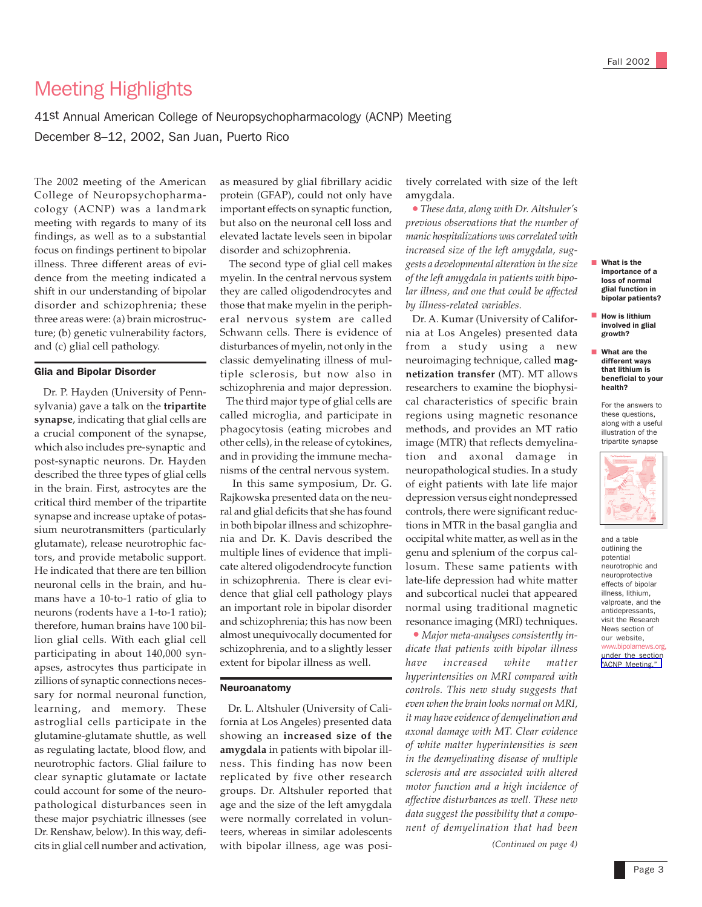# Meeting Highlights

41st Annual American College of Neuropsychopharmacology (ACNP) Meeting
December 8–12, 2002, San Juan, Puerto Rico

The 2002 meeting of the American College of Neuropsychopharmacology (ACNP) was a landmark meeting with regards to many of its findings, as well as to a substantial focus on findings pertinent to bipolar illness. Three different areas of evidence from the meeting indicated a shift in our understanding of bipolar disorder and schizophrenia; these three areas were: (a) brain microstructure; (b) genetic vulnerability factors, and (c) glial cell pathology.

## Glia and Bipolar Disorder

Dr. P. Hayden (University of Pennsylvania) gave a talk on the **tripartite synapse**, indicating that glial cells are a crucial component of the synapse, which also includes pre-synaptic and post-synaptic neurons. Dr. Hayden described the three types of glial cells in the brain. First, astrocytes are the critical third member of the tripartite synapse and increase uptake of potassium neurotransmitters (particularly glutamate), release neurotrophic factors, and provide metabolic support. He indicated that there are ten billion neuronal cells in the brain, and humans have a 10-to-1 ratio of glia to neurons (rodents have a 1-to-1 ratio); therefore, human brains have 100 billion glial cells. With each glial cell participating in about 140,000 synapses, astrocytes thus participate in zillions of synaptic connections necessary for normal neuronal function, learning, and memory. These astroglial cells participate in the glutamine-glutamate shuttle, as well as regulating lactate, blood flow, and neurotrophic factors. Glial failure to clear synaptic glutamate or lactate could account for some of the neuropathological disturbances seen in these major psychiatric illnesses (see Dr. Renshaw, below). In this way, deficits in glial cell number and activation, as measured by glial fibrillary acidic protein (GFAP), could not only have important effects on synaptic function, but also on the neuronal cell loss and elevated lactate levels seen in bipolar disorder and schizophrenia.

The second type of glial cell makes myelin. In the central nervous system they are called oligodendrocytes and those that make myelin in the peripheral nervous system are called Schwann cells. There is evidence of disturbances of myelin, not only in the classic demyelinating illness of multiple sclerosis, but now also in schizophrenia and major depression.

The third major type of glial cells are called microglia, and participate in phagocytosis (eating microbes and other cells), in the release of cytokines, and in providing the immune mechanisms of the central nervous system.

In this same symposium, Dr. G. Rajkowska presented data on the neural and glial deficits that she has found in both bipolar illness and schizophrenia and Dr. K. Davis described the multiple lines of evidence that implicate altered oligodendrocyte function in schizophrenia. There is clear evidence that glial cell pathology plays an important role in bipolar disorder and schizophrenia; this has now been almost unequivocally documented for schizophrenia, and to a slightly lesser extent for bipolar illness as well.

## Neuroanatomy

Dr. L. Altshuler (University of California at Los Angeles) presented data showing an **increased size of the amygdala** in patients with bipolar illness. This finding has now been replicated by five other research groups. Dr. Altshuler reported that age and the size of the left amygdala were normally correlated in volunteers, whereas in similar adolescents with bipolar illness, age was positively correlated with size of the left amygdala.

- *These data, along with Dr. Altshuler's previous observations that the number of manic hospitalizations was correlated with increased size of the left amygdala, suggests a developmental alteration in the size of the left amygdala in patients with bipolar illness, and one that could be affected by illness-related variables.*

Dr. A. Kumar (University of California at Los Angeles) presented data from a study using a new neuroimaging technique, called **magnetization transfer** (MT). MT allows researchers to examine the biophysical characteristics of specific brain regions using magnetic resonance methods, and provides an MT ratio image (MTR) that reflects demyelination and axonal damage in neuropathological studies. In a study of eight patients with late life major depression versus eight nondepressed controls, there were significant reductions in MTR in the basal ganglia and occipital white matter, as well as in the genu and splenium of the corpus callosum. These same patients with late-life depression had white matter and subcortical nuclei that appeared normal using traditional magnetic resonance imaging (MRI) techniques.

- *Major meta-analyses consistently indicate that patients with bipolar illness have increased white matter hyperintensities on MRI compared with controls. This new study suggests that even when the brain looks normal on MRI, it may have evidence of demyelination and axonal damage with MT. Clear evidence of white matter hyperintensities is seen in the demyelinating disease of multiple sclerosis and are associated with altered motor function and a high incidence of affective disturbances as well. These new data suggest the possibility that a component of demyelination that had been*

*(Continued on page 4)*

- **What is the importance of a loss of normal glial function in bipolar patients?**
- **How is lithium involved in glial growth?**
- **What are the different ways that lithium is beneficial to your health?**

For the answers to these questions, along with a useful illustration of the tripartite synapse and a table outlining the potential neurotrophic and neuroprotective effects of bipolar illness, lithium, valproate, and the antidepressants, visit the Research News section of our website, www.bipolarnews.org, under the section "ACNP Meeting."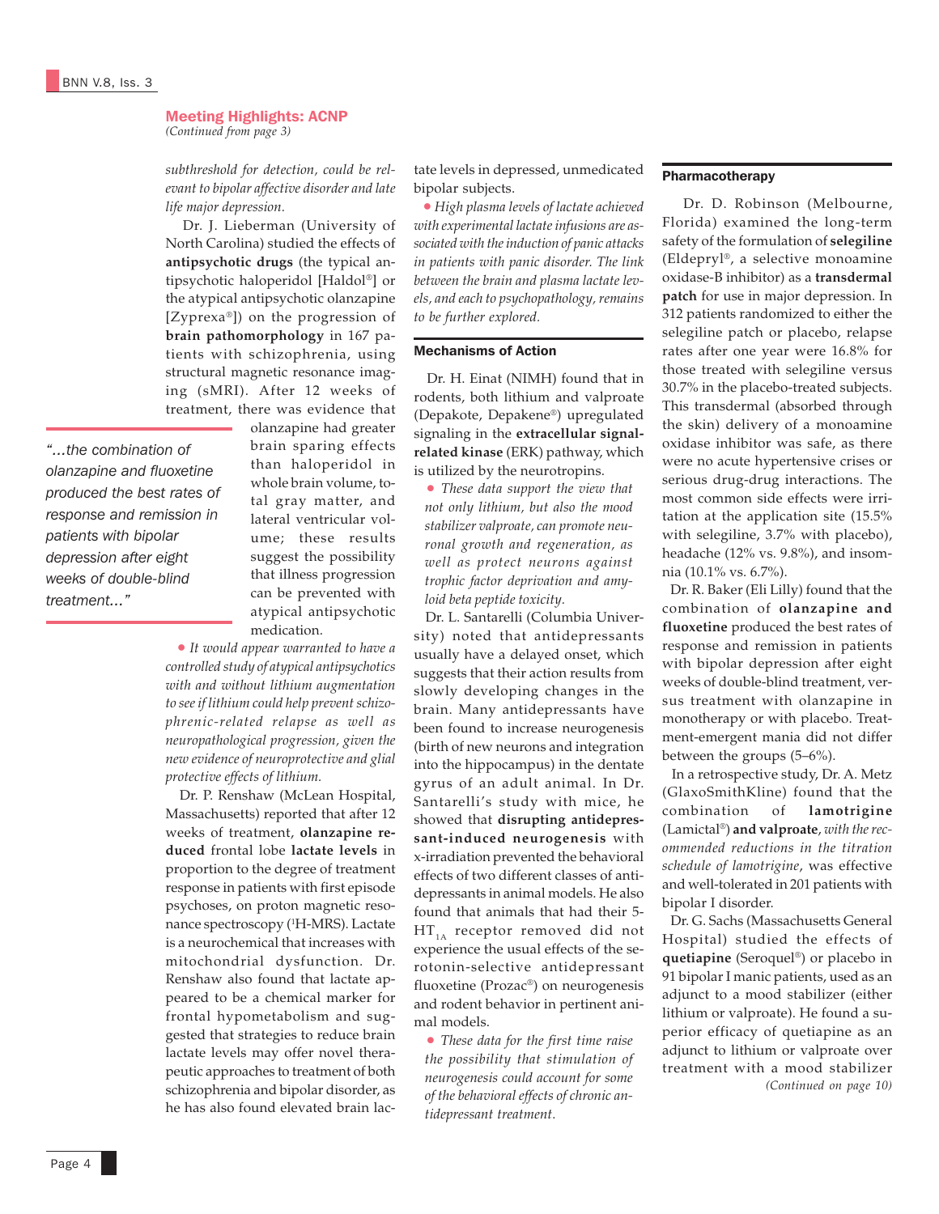## Meeting Highlights: ACNP

*(Continued from page 3)*

*subthreshold for detection, could be relevant to bipolar affective disorder and late life major depression.*

Dr. J. Lieberman (University of North Carolina) studied the effects of **antipsychotic drugs** (the typical antipsychotic haloperidol [Haldol®] or the atypical antipsychotic olanzapine [Zyprexa®]) on the progression of **brain pathomorphology** in 167 patients with schizophrenia, using structural magnetic resonance imaging (sMRI). After 12 weeks of treatment, there was evidence that olanzapine had greater brain sparing effects than haloperidol in whole brain volume, total gray matter, and lateral ventricular volume; these results suggest the possibility that illness progression can be prevented with atypical antipsychotic medication.

> *"...the combination of olanzapine and fluoxetine produced the best rates of response and remission in patients with bipolar depression after eight weeks of double-blind treatment..."*

- *It would appear warranted to have a controlled study of atypical antipsychotics with and without lithium augmentation to see if lithium could help prevent schizophrenic-related relapse as well as neuropathological progression, given the new evidence of neuroprotective and glial protective effects of lithium.*

Dr. P. Renshaw (McLean Hospital, Massachusetts) reported that after 12 weeks of treatment, **olanzapine reduced** frontal lobe **lactate levels** in proportion to the degree of treatment response in patients with first episode psychoses, on proton magnetic resonance spectroscopy ([1]H-MRS). Lactate is a neurochemical that increases with mitochondrial dysfunction. Dr. Renshaw also found that lactate appeared to be a chemical marker for frontal hypometabolism and suggested that strategies to reduce brain lactate levels may offer novel therapeutic approaches to treatment of both schizophrenia and bipolar disorder, as he has also found elevated brain lactate levels in depressed, unmedicated bipolar subjects.

- *High plasma levels of lactate achieved with experimental lactate infusions are associated with the induction of panic attacks in patients with panic disorder. The link between the brain and plasma lactate levels, and each to psychopathology, remains to be further explored.*

### Mechanisms of Action

Dr. H. Einat (NIMH) found that in rodents, both lithium and valproate (Depakote, Depakene®) upregulated signaling in the **extracellular signal-related kinase** (ERK) pathway, which is utilized by the neurotropins.

- *These data support the view that not only lithium, but also the mood stabilizer valproate, can promote neuronal growth and regeneration, as well as protect neurons against trophic factor deprivation and amyloid beta peptide toxicity.*

Dr. L. Santarelli (Columbia University) noted that antidepressants usually have a delayed onset, which suggests that their action results from slowly developing changes in the brain. Many antidepressants have been found to increase neurogenesis (birth of new neurons and integration into the hippocampus) in the dentate gyrus of an adult animal. In Dr. Santarelli's study with mice, he showed that **disrupting antidepressant-induced neurogenesis** with x-irradiation prevented the behavioral effects of two different classes of antidepressants in animal models. He also found that animals that had their 5-$HT_{1A}$ receptor removed did not experience the usual effects of the serotonin-selective antidepressant fluoxetine (Prozac®) on neurogenesis and rodent behavior in pertinent animal models.

- *These data for the first time raise the possibility that stimulation of neurogenesis could account for some of the behavioral effects of chronic antidepressant treatment.*

### Pharmacotherapy

Dr. D. Robinson (Melbourne, Florida) examined the long-term safety of the formulation of **selegiline** (Eldepryl®, a selective monoamine oxidase-B inhibitor) as a **transdermal patch** for use in major depression. In 312 patients randomized to either the selegiline patch or placebo, relapse rates after one year were 16.8% for those treated with selegiline versus 30.7% in the placebo-treated subjects. This transdermal (absorbed through the skin) delivery of a monoamine oxidase inhibitor was safe, as there were no acute hypertensive crises or serious drug-drug interactions. The most common side effects were irritation at the application site (15.5% with selegiline, 3.7% with placebo), headache (12% vs. 9.8%), and insomnia (10.1% vs. 6.7%).

Dr. R. Baker (Eli Lilly) found that the combination of **olanzapine and fluoxetine** produced the best rates of response and remission in patients with bipolar depression after eight weeks of double-blind treatment, versus treatment with olanzapine in monotherapy or with placebo. Treatment-emergent mania did not differ between the groups (5–6%).

In a retrospective study, Dr. A. Metz (GlaxoSmithKline) found that the combination of **lamotrigine** (Lamictal®) **and valproate**, *with the recommended reductions in the titration schedule of lamotrigine*, was effective and well-tolerated in 201 patients with bipolar I disorder.

Dr. G. Sachs (Massachusetts General Hospital) studied the effects of **quetiapine** (Seroquel®) or placebo in 91 bipolar I manic patients, used as an adjunct to a mood stabilizer (either lithium or valproate). He found a superior efficacy of quetiapine as an adjunct to lithium or valproate over treatment with a mood stabilizer

*(Continued on page 10)*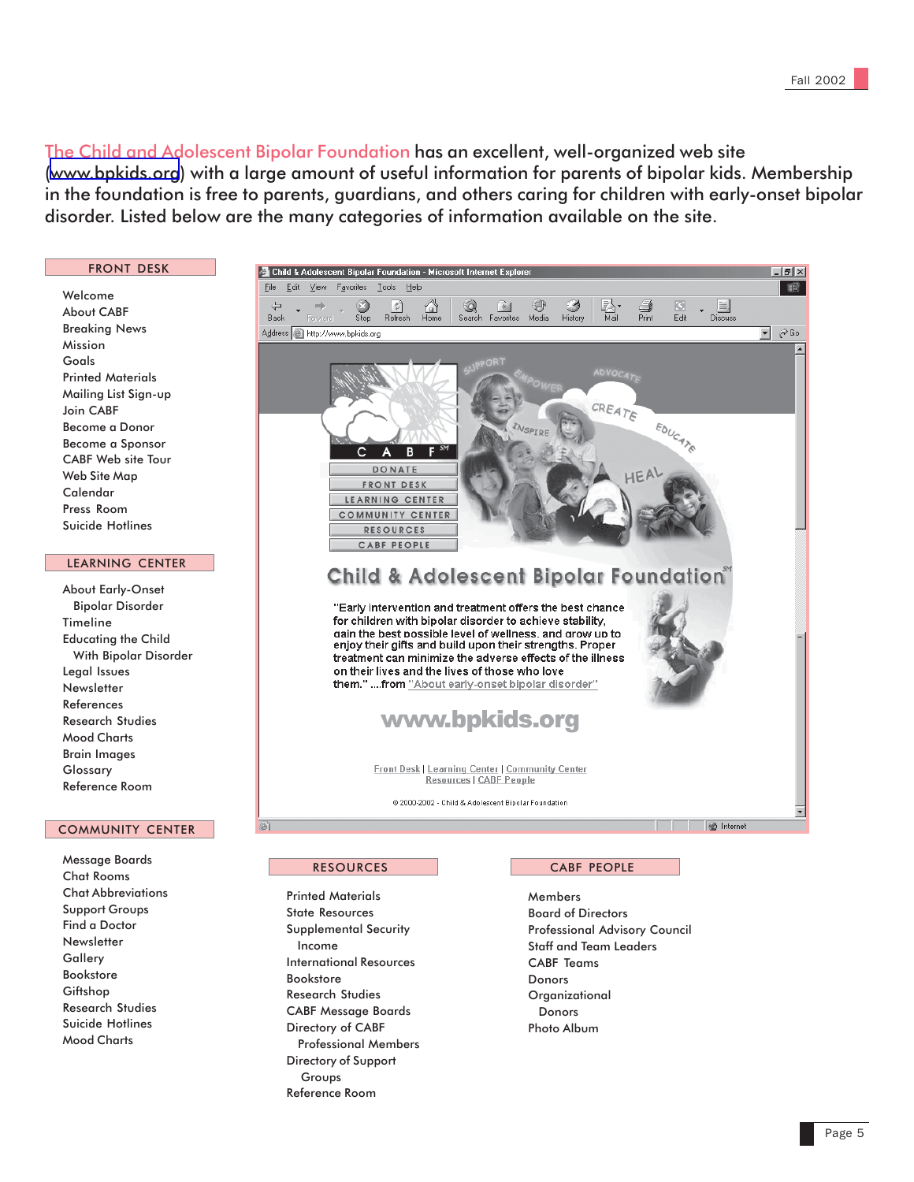The Child and Adolescent Bipolar Foundation has an excellent, well-organized web site (www.bpkids.org) with a large amount of useful information for parents of bipolar kids. Membership in the foundation is free to parents, guardians, and others caring for children with early-onset bipolar disorder. Listed below are the many categories of information available on the site.

## FRONT DESK

- Welcome
- About CABF
- Breaking News
- Mission
- Goals
- Printed Materials
- Mailing List Sign-up
- Join CABF
- Become a Donor
- Become a Sponsor
- CABF Web site Tour
- Web Site Map
- Calendar
- Press Room
- Suicide Hotlines

## LEARNING CENTER

- About Early-Onset Bipolar Disorder
- Timeline
- Educating the Child With Bipolar Disorder
- Legal Issues
- Newsletter
- References
- Research Studies
- Mood Charts
- Brain Images
- Glossary
- Reference Room

## COMMUNITY CENTER

- Message Boards
- Chat Rooms
- Chat Abbreviations
- Support Groups
- Find a Doctor
- Newsletter
- Gallery
- Bookstore
- Giftshop
- Research Studies
- Suicide Hotlines
- Mood Charts

## RESOURCES

- Printed Materials
- State Resources
- Supplemental Security Income
- International Resources
- Bookstore
- Research Studies
- CABF Message Boards
- Directory of CABF Professional Members
- Directory of Support Groups
- Reference Room

## CABF PEOPLE

- Members
- Board of Directors
- Professional Advisory Council
- Staff and Team Leaders
- CABF Teams
- Donors
- Organizational Donors
- Photo Album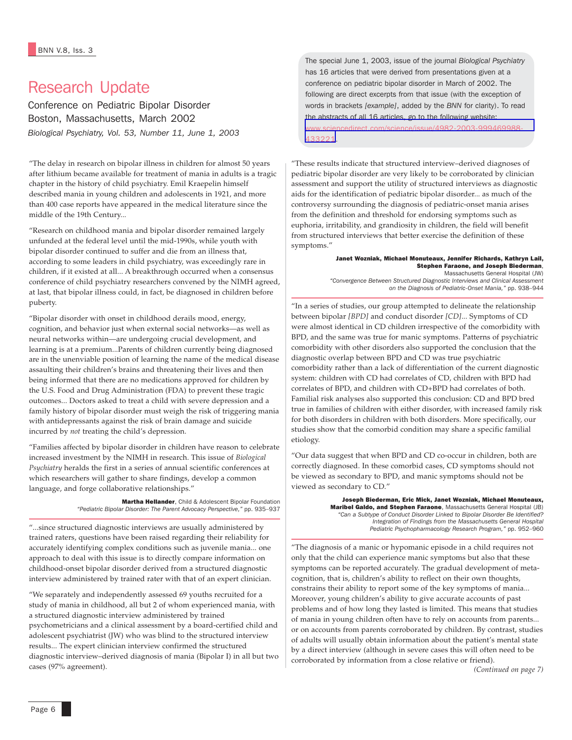# Research Update

Conference on Pediatric Bipolar Disorder
Boston, Massachusetts, March 2002
*Biological Psychiatry, Vol. 53, Number 11, June 1, 2003*

The special June 1, 2003, issue of the journal *Biological Psychiatry* has 16 articles that were derived from presentations given at a conference on pediatric bipolar disorder in March of 2002. The following are direct excerpts from that issue (with the exception of words in brackets *[example]*, added by the *BNN* for clarity). To read the abstracts of all 16 articles, go to the following website: www.sciencedirect.com/science/issue/4982-2003-999469988-433221.

"The delay in research on bipolar illness in children for almost 50 years after lithium became available for treatment of mania in adults is a tragic chapter in the history of child psychiatry. Emil Kraepelin himself described mania in young children and adolescents in 1921, and more than 400 case reports have appeared in the medical literature since the middle of the 19th Century...

"Research on childhood mania and bipolar disorder remained largely unfunded at the federal level until the mid-1990s, while youth with bipolar disorder continued to suffer and die from an illness that, according to some leaders in child psychiatry, was exceedingly rare in children, if it existed at all... A breakthrough occurred when a consensus conference of child psychiatry researchers convened by the NIMH agreed, at last, that bipolar illness could, in fact, be diagnosed in children before puberty.

"Bipolar disorder with onset in childhood derails mood, energy, cognition, and behavior just when external social networks—as well as neural networks within—are undergoing crucial development, and learning is at a premium...Parents of children currently being diagnosed are in the unenviable position of learning the name of the medical disease assaulting their children's brains and threatening their lives and then being informed that there are no medications approved for children by the U.S. Food and Drug Administration (FDA) to prevent these tragic outcomes... Doctors asked to treat a child with severe depression and a family history of bipolar disorder must weigh the risk of triggering mania with antidepressants against the risk of brain damage and suicide incurred by *not* treating the child's depression.

"Families affected by bipolar disorder in children have reason to celebrate increased investment by the NIMH in research. This issue of *Biological Psychiatry* heralds the first in a series of annual scientific conferences at which researchers will gather to share findings, develop a common language, and forge collaborative relationships."

**Martha Hellander**, Child & Adolescent Bipolar Foundation
*"Pediatric Bipolar Disorder: The Parent Advocacy Perspective,"* pp. 935–937

"...since structured diagnostic interviews are usually administered by trained raters, questions have been raised regarding their reliability for accurately identifying complex conditions such as juvenile mania... one approach to deal with this issue is to directly compare information on childhood-onset bipolar disorder derived from a structured diagnostic interview administered by trained rater with that of an expert clinician.

"We separately and independently assessed 69 youths recruited for a study of mania in childhood, all but 2 of whom experienced mania, with a structured diagnostic interview administered by trained psychometricians and a clinical assessment by a board-certified child and adolescent psychiatrist (JW) who was blind to the structured interview results... The expert clinician interview confirmed the structured diagnostic interview–derived diagnosis of mania (Bipolar I) in all but two cases (97% agreement).

"These results indicate that structured interview–derived diagnoses of pediatric bipolar disorder are very likely to be corroborated by clinician assessment and support the utility of structured interviews as diagnostic aids for the identification of pediatric bipolar disorder... as much of the controversy surrounding the diagnosis of pediatric-onset mania arises from the definition and threshold for endorsing symptoms such as euphoria, irritability, and grandiosity in children, the field will benefit from structured interviews that better exercise the definition of these symptoms."

**Janet Wozniak, Michael Monuteaux, Jennifer Richards, Kathryn Lail, Stephen Faraone, and Joseph Biederman**, Massachusetts General Hospital (JW)
*"Convergence Between Structured Diagnostic Interviews and Clinical Assessment on the Diagnosis of Pediatric-Onset Mania,"* pp. 938–944

"In a series of studies, our group attempted to delineate the relationship between bipolar *[BPD]* and conduct disorder *[CD]*... Symptoms of CD were almost identical in CD children irrespective of the comorbidity with BPD, and the same was true for manic symptoms. Patterns of psychiatric comorbidity with other disorders also supported the conclusion that the diagnostic overlap between BPD and CD was true psychiatric comorbidity rather than a lack of differentiation of the current diagnostic system: children with CD had correlates of CD, children with BPD had correlates of BPD, and children with CD+BPD had correlates of both. Familial risk analyses also supported this conclusion: CD and BPD bred true in families of children with either disorder, with increased family risk for both disorders in children with both disorders. More specifically, our studies show that the comorbid condition may share a specific familial etiology.

"Our data suggest that when BPD and CD co-occur in children, both are correctly diagnosed. In these comorbid cases, CD symptoms should not be viewed as secondary to BPD, and manic symptoms should not be viewed as secondary to CD."

**Joseph Biederman, Eric Mick, Janet Wozniak, Michael Monuteaux, Maribel Galdo, and Stephen Faraone**, Massachusetts General Hospital (JB)
*"Can a Subtype of Conduct Disorder Linked to Bipolar Disorder Be Identified? Integration of Findings from the Massachusetts General Hospital Pediatric Psychopharmacology Research Program,"* pp. 952–960

"The diagnosis of a manic or hypomanic episode in a child requires not only that the child can experience manic symptoms but also that these symptoms can be reported accurately. The gradual development of meta-cognition, that is, children's ability to reflect on their own thoughts, constrains their ability to report some of the key symptoms of mania... Moreover, young children's ability to give accurate accounts of past problems and of how long they lasted is limited. This means that studies of mania in young children often have to rely on accounts from parents... or on accounts from parents corroborated by children. By contrast, studies of adults will usually obtain information about the patient's mental state by a direct interview (although in severe cases this will often need to be corroborated by information from a close relative or friend).

*(Continued on page 7)*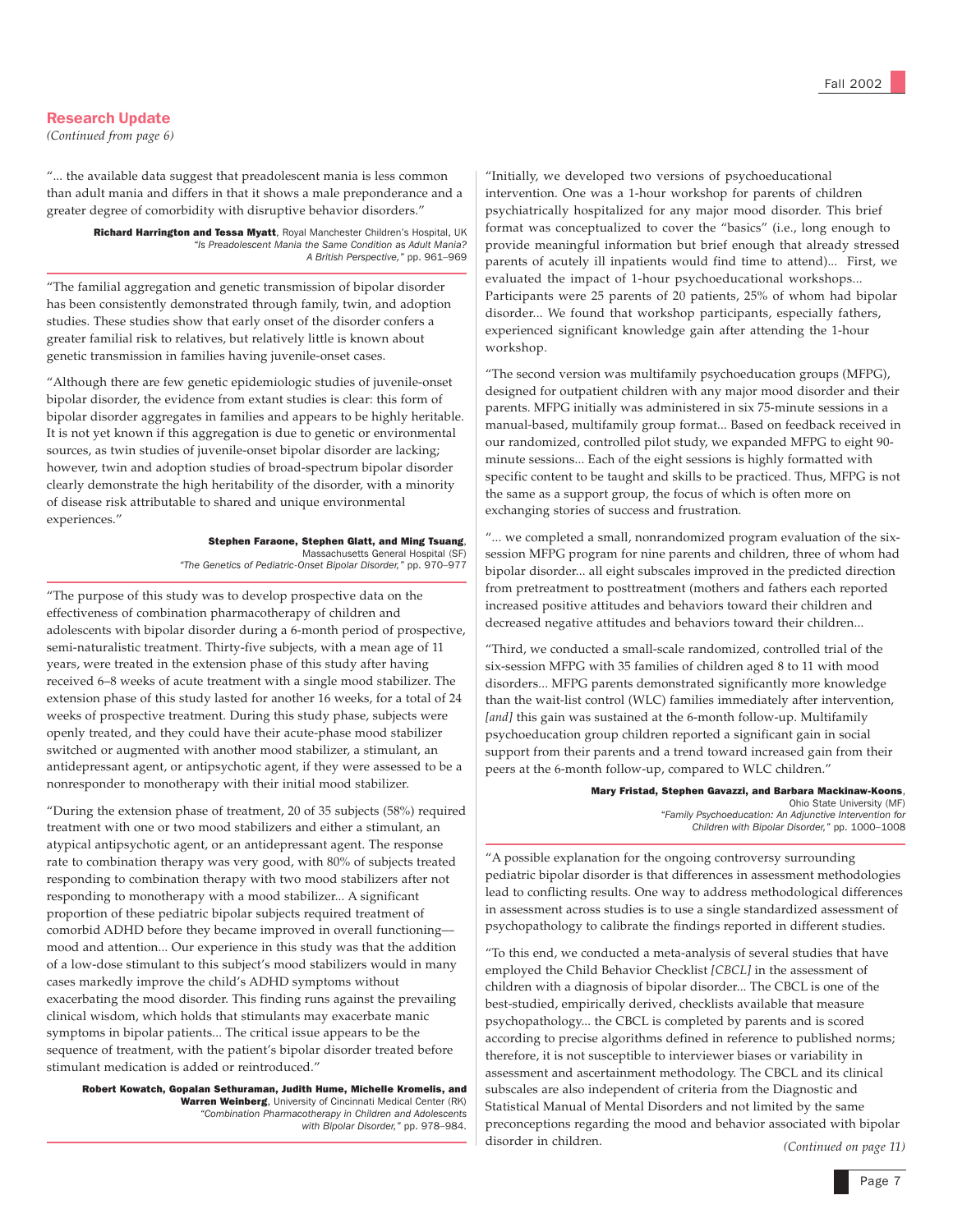## Research Update

*(Continued from page 6)*

"... the available data suggest that preadolescent mania is less common than adult mania and differs in that it shows a male preponderance and a greater degree of comorbidity with disruptive behavior disorders."

**Richard Harrington and Tessa Myatt**, Royal Manchester Children's Hospital, UK
*"Is Preadolescent Mania the Same Condition as Adult Mania? A British Perspective,"* pp. 961–969

---

"The familial aggregation and genetic transmission of bipolar disorder has been consistently demonstrated through family, twin, and adoption studies. These studies show that early onset of the disorder confers a greater familial risk to relatives, but relatively little is known about genetic transmission in families having juvenile-onset cases.

"Although there are few genetic epidemiologic studies of juvenile-onset bipolar disorder, the evidence from extant studies is clear: this form of bipolar disorder aggregates in families and appears to be highly heritable. It is not yet known if this aggregation is due to genetic or environmental sources, as twin studies of juvenile-onset bipolar disorder are lacking; however, twin and adoption studies of broad-spectrum bipolar disorder clearly demonstrate the high heritability of the disorder, with a minority of disease risk attributable to shared and unique environmental experiences."

**Stephen Faraone, Stephen Glatt, and Ming Tsuang**, Massachusetts General Hospital (SF)
*"The Genetics of Pediatric-Onset Bipolar Disorder,"* pp. 970–977

---

"The purpose of this study was to develop prospective data on the effectiveness of combination pharmacotherapy of children and adolescents with bipolar disorder during a 6-month period of prospective, semi-naturalistic treatment. Thirty-five subjects, with a mean age of 11 years, were treated in the extension phase of this study after having received 6–8 weeks of acute treatment with a single mood stabilizer. The extension phase of this study lasted for another 16 weeks, for a total of 24 weeks of prospective treatment. During this study phase, subjects were openly treated, and they could have their acute-phase mood stabilizer switched or augmented with another mood stabilizer, a stimulant, an antidepressant agent, or antipsychotic agent, if they were assessed to be a nonresponder to monotherapy with their initial mood stabilizer.

"During the extension phase of treatment, 20 of 35 subjects (58%) required treatment with one or two mood stabilizers and either a stimulant, an atypical antipsychotic agent, or an antidepressant agent. The response rate to combination therapy was very good, with 80% of subjects treated responding to combination therapy with two mood stabilizers after not responding to monotherapy with a mood stabilizer... A significant proportion of these pediatric bipolar subjects required treatment of comorbid ADHD before they became improved in overall functioning—mood and attention... Our experience in this study was that the addition of a low-dose stimulant to this subject's mood stabilizers would in many cases markedly improve the child's ADHD symptoms without exacerbating the mood disorder. This finding runs against the prevailing clinical wisdom, which holds that stimulants may exacerbate manic symptoms in bipolar patients... The critical issue appears to be the sequence of treatment, with the patient's bipolar disorder treated before stimulant medication is added or reintroduced."

**Robert Kowatch, Gopalan Sethuraman, Judith Hume, Michelle Kromelis, and Warren Weinberg**, University of Cincinnati Medical Center (RK)
*"Combination Pharmacotherapy in Children and Adolescents with Bipolar Disorder,"* pp. 978–984.

---

"Initially, we developed two versions of psychoeducational intervention. One was a 1-hour workshop for parents of children psychiatrically hospitalized for any major mood disorder. This brief format was conceptualized to cover the "basics" (i.e., long enough to provide meaningful information but brief enough that already stressed parents of acutely ill inpatients would find time to attend)... First, we evaluated the impact of 1-hour psychoeducational workshops... Participants were 25 parents of 20 patients, 25% of whom had bipolar disorder... We found that workshop participants, especially fathers, experienced significant knowledge gain after attending the 1-hour workshop.

"The second version was multifamily psychoeducation groups (MFPG), designed for outpatient children with any major mood disorder and their parents. MFPG initially was administered in six 75-minute sessions in a manual-based, multifamily group format... Based on feedback received in our randomized, controlled pilot study, we expanded MFPG to eight 90-minute sessions... Each of the eight sessions is highly formatted with specific content to be taught and skills to be practiced. Thus, MFPG is not the same as a support group, the focus of which is often more on exchanging stories of success and frustration.

"... we completed a small, nonrandomized program evaluation of the six-session MFPG program for nine parents and children, three of whom had bipolar disorder... all eight subscales improved in the predicted direction from pretreatment to posttreatment (mothers and fathers each reported increased positive attitudes and behaviors toward their children and decreased negative attitudes and behaviors toward their children...

"Third, we conducted a small-scale randomized, controlled trial of the six-session MFPG with 35 families of children aged 8 to 11 with mood disorders... MFPG parents demonstrated significantly more knowledge than the wait-list control (WLC) families immediately after intervention, *[and]* this gain was sustained at the 6-month follow-up. Multifamily psychoeducation group children reported a significant gain in social support from their parents and a trend toward increased gain from their peers at the 6-month follow-up, compared to WLC children."

**Mary Fristad, Stephen Gavazzi, and Barbara Mackinaw-Koons**, Ohio State University (MF)
*"Family Psychoeducation: An Adjunctive Intervention for Children with Bipolar Disorder,"* pp. 1000–1008

---

"A possible explanation for the ongoing controversy surrounding pediatric bipolar disorder is that differences in assessment methodologies lead to conflicting results. One way to address methodological differences in assessment across studies is to use a single standardized assessment of psychopathology to calibrate the findings reported in different studies.

"To this end, we conducted a meta-analysis of several studies that have employed the Child Behavior Checklist *[CBCL]* in the assessment of children with a diagnosis of bipolar disorder... The CBCL is one of the best-studied, empirically derived, checklists available that measure psychopathology... the CBCL is completed by parents and is scored according to precise algorithms defined in reference to published norms; therefore, it is not susceptible to interviewer biases or variability in assessment and ascertainment methodology. The CBCL and its clinical subscales are also independent of criteria from the Diagnostic and Statistical Manual of Mental Disorders and not limited by the same preconceptions regarding the mood and behavior associated with bipolar disorder in children.

*(Continued on page 11)*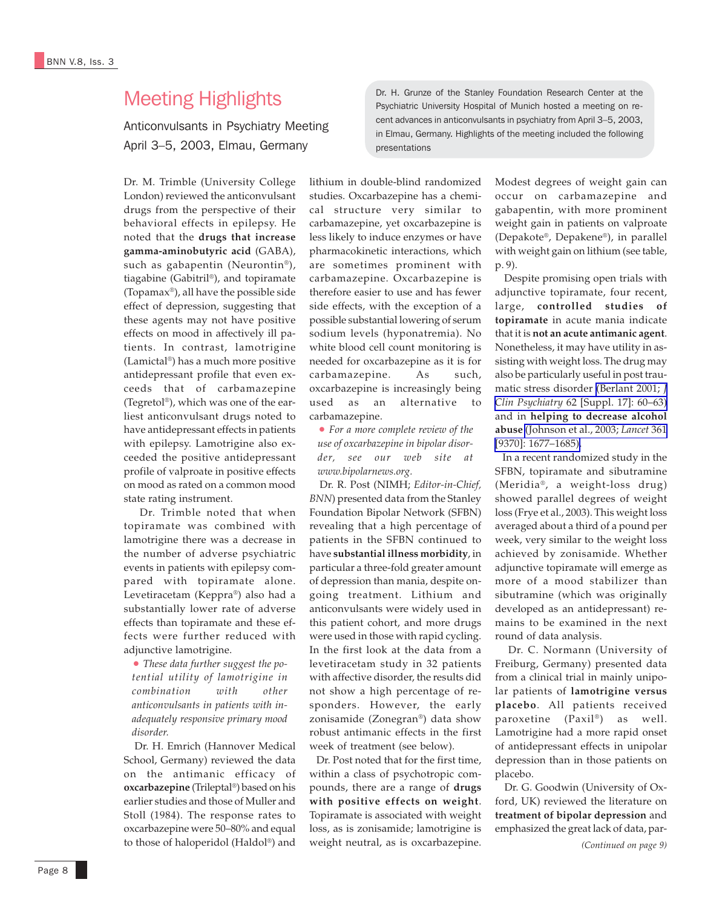# Meeting Highlights

Anticonvulsants in Psychiatry Meeting
April 3–5, 2003, Elmau, Germany

Dr. H. Grunze of the Stanley Foundation Research Center at the Psychiatric University Hospital of Munich hosted a meeting on recent advances in anticonvulsants in psychiatry from April 3–5, 2003, in Elmau, Germany. Highlights of the meeting included the following presentations

Dr. M. Trimble (University College London) reviewed the anticonvulsant drugs from the perspective of their behavioral effects in epilepsy. He noted that the **drugs that increase gamma-aminobutyric acid** (GABA), such as gabapentin (Neurontin®), tiagabine (Gabitril®), and topiramate (Topamax®), all have the possible side effect of depression, suggesting that these agents may not have positive effects on mood in affectively ill patients. In contrast, lamotrigine (Lamictal®) has a much more positive antidepressant profile that even exceeds that of carbamazepine (Tegretol®), which was one of the earliest anticonvulsant drugs noted to have antidepressant effects in patients with epilepsy. Lamotrigine also exceeded the positive antidepressant profile of valproate in positive effects on mood as rated on a common mood state rating instrument.

Dr. Trimble noted that when topiramate was combined with lamotrigine there was a decrease in the number of adverse psychiatric events in patients with epilepsy compared with topiramate alone. Levetiracetam (Keppra®) also had a substantially lower rate of adverse effects than topiramate and these effects were further reduced with adjunctive lamotrigine.

- *These data further suggest the potential utility of lamotrigine in combination with other anticonvulsants in patients with inadequately responsive primary mood disorder.*

Dr. H. Emrich (Hannover Medical School, Germany) reviewed the data on the antimanic efficacy of **oxcarbazepine** (Trileptal®) based on his earlier studies and those of Muller and Stoll (1984). The response rates to oxcarbazepine were 50–80% and equal to those of haloperidol (Haldol®) and lithium in double-blind randomized studies. Oxcarbazepine has a chemical structure very similar to carbamazepine, yet oxcarbazepine is less likely to induce enzymes or have pharmacokinetic interactions, which are sometimes prominent with carbamazepine. Oxcarbazepine is therefore easier to use and has fewer side effects, with the exception of a possible substantial lowering of serum sodium levels (hyponatremia). No white blood cell count monitoring is needed for oxcarbazepine as it is for carbamazepine. As such, oxcarbazepine is increasingly being used as an alternative to carbamazepine.

- *For a more complete review of the use of oxcarbazepine in bipolar disorder, see our web site at www.bipolarnews.org.*

Dr. R. Post (NIMH; *Editor-in-Chief, BNN*) presented data from the Stanley Foundation Bipolar Network (SFBN) revealing that a high percentage of patients in the SFBN continued to have **substantial illness morbidity**, in particular a three-fold greater amount of depression than mania, despite ongoing treatment. Lithium and anticonvulsants were widely used in this patient cohort, and more drugs were used in those with rapid cycling. In the first look at the data from a levetiracetam study in 32 patients with affective disorder, the results did not show a high percentage of responders. However, the early zonisamide (Zonegran®) data show robust antimanic effects in the first week of treatment (see below).

Dr. Post noted that for the first time, within a class of psychotropic compounds, there are a range of **drugs with positive effects on weight**. Topiramate is associated with weight loss, as is zonisamide; lamotrigine is weight neutral, as is oxcarbazepine. Modest degrees of weight gain can occur on carbamazepine and gabapentin, with more prominent weight gain in patients on valproate (Depakote®, Depakene®), in parallel with weight gain on lithium (see table, p. 9).

Despite promising open trials with adjunctive topiramate, four recent, large, **controlled studies of topiramate** in acute mania indicate that it is **not an acute antimanic agent**. Nonetheless, it may have utility in assisting with weight loss. The drug may also be particularly useful in post traumatic stress disorder (Berlant 2001; *J Clin Psychiatry* 62 [Suppl. 17]: 60–63) and in **helping to decrease alcohol abuse** (Johnson et al., 2003; *Lancet* 361 [9370]: 1677–1685).

In a recent randomized study in the SFBN, topiramate and sibutramine (Meridia®, a weight-loss drug) showed parallel degrees of weight loss (Frye et al., 2003). This weight loss averaged about a third of a pound per week, very similar to the weight loss achieved by zonisamide. Whether adjunctive topiramate will emerge as more of a mood stabilizer than sibutramine (which was originally developed as an antidepressant) remains to be examined in the next round of data analysis.

Dr. C. Normann (University of Freiburg, Germany) presented data from a clinical trial in mainly unipolar patients of **lamotrigine versus placebo**. All patients received paroxetine (Paxil®) as well. Lamotrigine had a more rapid onset of antidepressant effects in unipolar depression than in those patients on placebo.

Dr. G. Goodwin (University of Oxford, UK) reviewed the literature on **treatment of bipolar depression** and emphasized the great lack of data, par-

*(Continued on page 9)*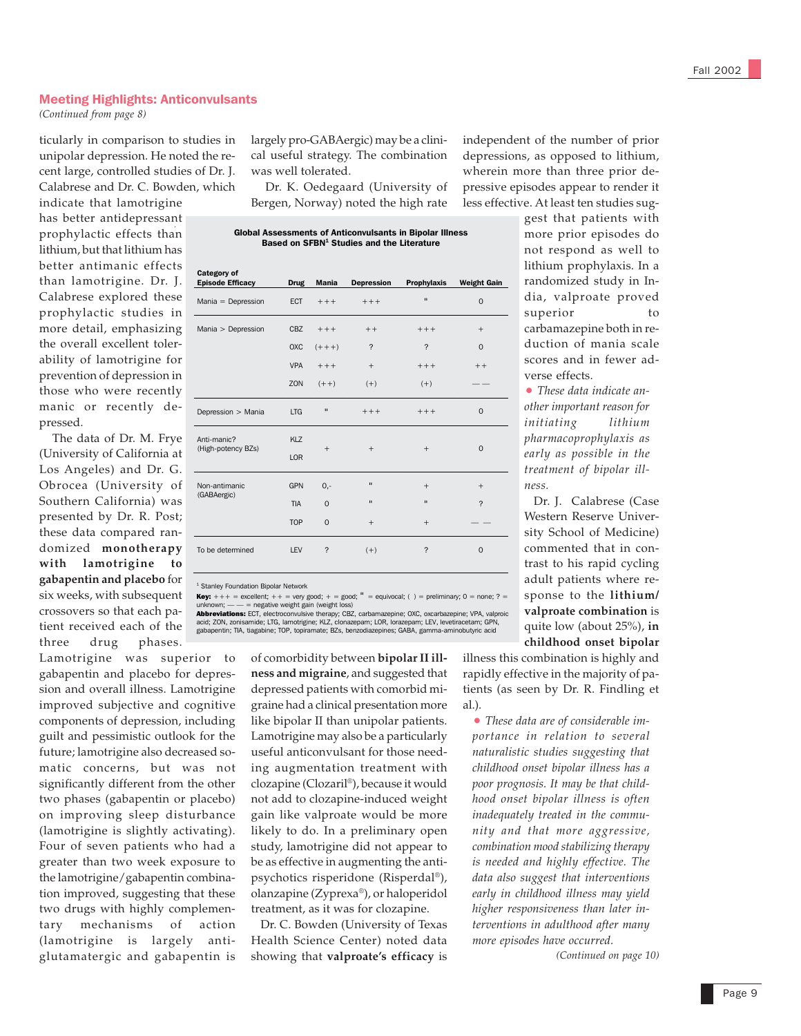## Meeting Highlights: Anticonvulsants

*(Continued from page 8)*

ticularly in comparison to studies in unipolar depression. He noted the recent large, controlled studies of Dr. J. Calabrese and Dr. C. Bowden, which indicate that lamotrigine has better antidepressant prophylactic effects than lithium, but that lithium has better antimanic effects than lamotrigine. Dr. J. Calabrese explored these prophylactic studies in more detail, emphasizing the overall excellent tolerability of lamotrigine for prevention of depression in those who were recently manic or recently depressed.

The data of Dr. M. Frye (University of California at Los Angeles) and Dr. G. Obrocea (University of Southern California) was presented by Dr. R. Post; these data compared randomized **monotherapy with lamotrigine to gabapentin and placebo** for six weeks, with subsequent crossovers so that each patient received each of the three drug phases. Lamotrigine was superior to gabapentin and placebo for depression and overall illness. Lamotrigine improved subjective and cognitive components of depression, including guilt and pessimistic outlook for the future; lamotrigine also decreased somatic concerns, but was not significantly different from the other two phases (gabapentin or placebo) on improving sleep disturbance (lamotrigine is slightly activating). Four of seven patients who had a greater than two week exposure to the lamotrigine/gabapentin combination improved, suggesting that these two drugs with highly complementary mechanisms of action (lamotrigine is largely anti-glutamatergic and gabapentin is largely pro-GABAergic) may be a clinical useful strategy. The combination was well tolerated.

Dr. K. Oedegaard (University of Bergen, Norway) noted the high rate of comorbidity between **bipolar II illness and migraine**, and suggested that depressed patients with comorbid migraine had a clinical presentation more like bipolar II than unipolar patients. Lamotrigine may also be a particularly useful anticonvulsant for those needing augmentation treatment with clozapine (Clozaril®), because it would not add to clozapine-induced weight gain like valproate would be more likely to do. In a preliminary open study, lamotrigine did not appear to be as effective in augmenting the antipsychotics risperidone (Risperdal®), olanzapine (Zyprexa®), or haloperidol treatment, as it was for clozapine.

**Global Assessments of Anticonvulsants in Bipolar Illness Based on SFBN[1] Studies and the Literature**

| Category of Episode Efficacy | Drug | Mania | Depression | Prophylaxis | Weight Gain |
|---|---|---|---|---|---|
| Mania = Depression | ECT | +++ | +++ | " | 0 |
| Mania > Depression | CBZ | +++ | ++ | +++ | + |
| | OXC | (+++) | ? | ? | 0 |
| | VPA | +++ | + | +++ | ++ |
| | ZON | (++) | (+) | (+) | — — |
| Depression > Mania | LTG | " | +++ | +++ | 0 |
| Anti-manic? (High-potency BZs) | KLZ / LOR | + | + | + | 0 |
| Non-antimanic (GABAergic) | GPN | 0,- | " | + | + |
| | TIA | 0 | " | " | ? |
| | TOP | 0 | + | + | — — |
| To be determined | LEV | ? | (+) | ? | 0 |

[1] Stanley Foundation Bipolar Network

**Key:** +++ = excellent; ++ = very good; + = good; " = equivocal; ( ) = preliminary; 0 = none; ? = unknown; — — = negative weight gain (weight loss)

**Abbreviations:** ECT, electroconvulsive therapy; CBZ, carbamazepine; OXC, oxcarbazepine; VPA, valproic acid; ZON, zonisamide; LTG, lamotrigine; KLZ, clonazepam; LOR, lorazepam; LEV, levetiracetam; GPN, gabapentin; TIA, tiagabine; TOP, topiramate; BZs, benzodiazepines; GABA, gamma-aminobutyric acid

Dr. C. Bowden (University of Texas Health Science Center) noted data showing that **valproate's efficacy** is independent of the number of prior depressions, as opposed to lithium, wherein more than three prior depressive episodes appear to render it less effective. At least ten studies suggest that patients with more prior episodes do not respond as well to lithium prophylaxis. In a randomized study in India, valproate proved superior to carbamazepine both in reduction of mania scale scores and in fewer adverse effects.

- *These data indicate another important reason for initiating lithium pharmacoprophylaxis as early as possible in the treatment of bipolar illness.*

Dr. J. Calabrese (Case Western Reserve University School of Medicine) commented that in contrast to his rapid cycling adult patients where response to the **lithium/valproate combination** is quite low (about 25%), **in childhood onset bipolar** illness this combination is highly and rapidly effective in the majority of patients (as seen by Dr. R. Findling et al.).

- *These data are of considerable importance in relation to several naturalistic studies suggesting that childhood onset bipolar illness has a poor prognosis. It may be that childhood onset bipolar illness is often inadequately treated in the community and that more aggressive, combination mood stabilizing therapy is needed and highly effective. The data also suggest that interventions early in childhood illness may yield higher responsiveness than later interventions in adulthood after many more episodes have occurred.*

*(Continued on page 10)*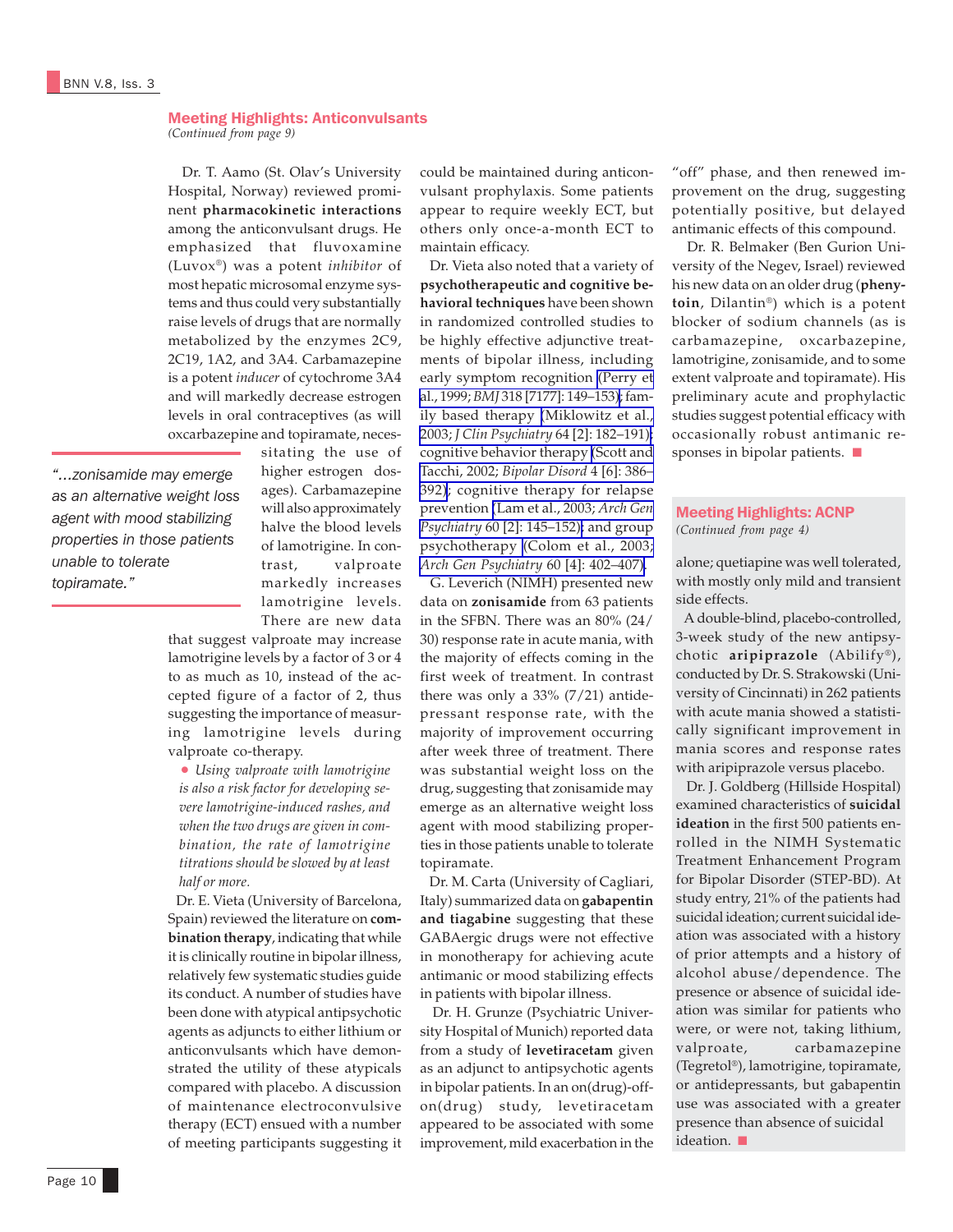## Meeting Highlights: Anticonvulsants

*(Continued from page 9)*

Dr. T. Aamo (St. Olav's University Hospital, Norway) reviewed prominent **pharmacokinetic interactions** among the anticonvulsant drugs. He emphasized that fluvoxamine (Luvox®) was a potent *inhibitor* of most hepatic microsomal enzyme systems and thus could very substantially raise levels of drugs that are normally metabolized by the enzymes 2C9, 2C19, 1A2, and 3A4. Carbamazepine is a potent *inducer* of cytochrome 3A4 and will markedly decrease estrogen levels in oral contraceptives (as will oxcarbazepine and topiramate, necessitating the use of higher estrogen dosages). Carbamazepine will also approximately halve the blood levels of lamotrigine. In contrast, valproate markedly increases lamotrigine levels. There are new data that suggest valproate may increase lamotrigine levels by a factor of 3 or 4 to as much as 10, instead of the accepted figure of a factor of 2, thus suggesting the importance of measuring lamotrigine levels during valproate co-therapy.

> "...zonisamide may emerge as an alternative weight loss agent with mood stabilizing properties in those patients unable to tolerate topiramate."

- *Using valproate with lamotrigine is also a risk factor for developing severe lamotrigine-induced rashes, and when the two drugs are given in combination, the rate of lamotrigine titrations should be slowed by at least half or more.*

Dr. E. Vieta (University of Barcelona, Spain) reviewed the literature on **combination therapy**, indicating that while it is clinically routine in bipolar illness, relatively few systematic studies guide its conduct. A number of studies have been done with atypical antipsychotic agents as adjuncts to either lithium or anticonvulsants which have demonstrated the utility of these atypicals compared with placebo. A discussion of maintenance electroconvulsive therapy (ECT) ensued with a number of meeting participants suggesting it could be maintained during anticonvulsant prophylaxis. Some patients appear to require weekly ECT, but others only once-a-month ECT to maintain efficacy.

Dr. Vieta also noted that a variety of **psychotherapeutic and cognitive behavioral techniques** have been shown in randomized controlled studies to be highly effective adjunctive treatments of bipolar illness, including early symptom recognition (Perry et al., 1999; *BMJ* 318 [7177]: 149–153); family based therapy (Miklowitz et al., 2003; *J Clin Psychiatry* 64 [2]: 182–191); cognitive behavior therapy (Scott and Tacchi, 2002; *Bipolar Disord* 4 [6]: 386–392); cognitive therapy for relapse prevention (Lam et al., 2003; *Arch Gen Psychiatry* 60 [2]: 145–152); and group psychotherapy (Colom et al., 2003; *Arch Gen Psychiatry* 60 [4]: 402–407).

G. Leverich (NIMH) presented new data on **zonisamide** from 63 patients in the SFBN. There was an 80% (24/30) response rate in acute mania, with the majority of effects coming in the first week of treatment. In contrast there was only a 33% (7/21) antidepressant response rate, with the majority of improvement occurring after week three of treatment. There was substantial weight loss on the drug, suggesting that zonisamide may emerge as an alternative weight loss agent with mood stabilizing properties in those patients unable to tolerate topiramate.

Dr. M. Carta (University of Cagliari, Italy) summarized data on **gabapentin and tiagabine** suggesting that these GABAergic drugs were not effective in monotherapy for achieving acute antimanic or mood stabilizing effects in patients with bipolar illness.

Dr. H. Grunze (Psychiatric University Hospital of Munich) reported data from a study of **levetiracetam** given as an adjunct to antipsychotic agents in bipolar patients. In an on(drug)-off-on(drug) study, levetiracetam appeared to be associated with some improvement, mild exacerbation in the "off" phase, and then renewed improvement on the drug, suggesting potentially positive, but delayed antimanic effects of this compound.

Dr. R. Belmaker (Ben Gurion University of the Negev, Israel) reviewed his new data on an older drug (**phenytoin**, Dilantin®) which is a potent blocker of sodium channels (as is carbamazepine, oxcarbazepine, lamotrigine, zonisamide, and to some extent valproate and topiramate). His preliminary acute and prophylactic studies suggest potential efficacy with occasionally robust antimanic responses in bipolar patients. ■

## Meeting Highlights: ACNP

*(Continued from page 4)*

alone; quetiapine was well tolerated, with mostly only mild and transient side effects.

A double-blind, placebo-controlled, 3-week study of the new antipsychotic **aripiprazole** (Abilify®), conducted by Dr. S. Strakowski (University of Cincinnati) in 262 patients with acute mania showed a statistically significant improvement in mania scores and response rates with aripiprazole versus placebo.

Dr. J. Goldberg (Hillside Hospital) examined characteristics of **suicidal ideation** in the first 500 patients enrolled in the NIMH Systematic Treatment Enhancement Program for Bipolar Disorder (STEP-BD). At study entry, 21% of the patients had suicidal ideation; current suicidal ideation was associated with a history of prior attempts and a history of alcohol abuse/dependence. The presence or absence of suicidal ideation was similar for patients who were, or were not, taking lithium, valproate, carbamazepine (Tegretol®), lamotrigine, topiramate, or antidepressants, but gabapentin use was associated with a greater presence than absence of suicidal ideation. ■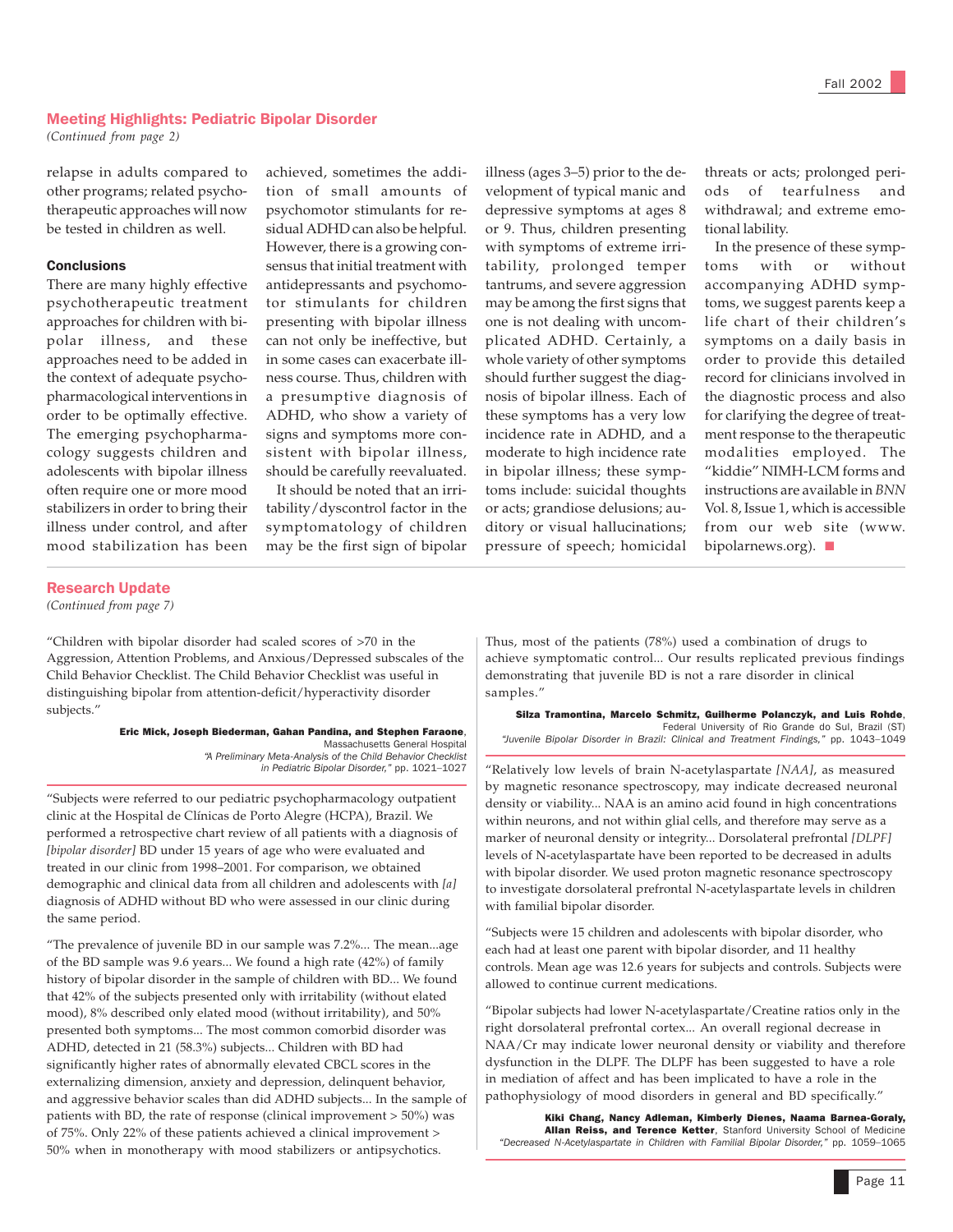## Meeting Highlights: Pediatric Bipolar Disorder

*(Continued from page 2)*

relapse in adults compared to other programs; related psychotherapeutic approaches will now be tested in children as well.

### Conclusions

There are many highly effective psychotherapeutic treatment approaches for children with bipolar illness, and these approaches need to be added in the context of adequate psychopharmacological interventions in order to be optimally effective. The emerging psychopharmacology suggests children and adolescents with bipolar illness often require one or more mood stabilizers in order to bring their illness under control, and after mood stabilization has been achieved, sometimes the addition of small amounts of psychomotor stimulants for residual ADHD can also be helpful. However, there is a growing consensus that initial treatment with antidepressants and psychomotor stimulants for children presenting with bipolar illness can not only be ineffective, but in some cases can exacerbate illness course. Thus, children with a presumptive diagnosis of ADHD, who show a variety of signs and symptoms more consistent with bipolar illness, should be carefully reevaluated.

It should be noted that an irritability/dyscontrol factor in the symptomatology of children may be the first sign of bipolar illness (ages 3–5) prior to the development of typical manic and depressive symptoms at ages 8 or 9. Thus, children presenting with symptoms of extreme irritability, prolonged temper tantrums, and severe aggression may be among the first signs that one is not dealing with uncomplicated ADHD. Certainly, a whole variety of other symptoms should further suggest the diagnosis of bipolar illness. Each of these symptoms has a very low incidence rate in ADHD, and a moderate to high incidence rate in bipolar illness; these symptoms include: suicidal thoughts or acts; grandiose delusions; auditory or visual hallucinations; pressure of speech; homicidal threats or acts; prolonged periods of tearfulness and withdrawal; and extreme emotional lability.

In the presence of these symptoms with or without accompanying ADHD symptoms, we suggest parents keep a life chart of their children's symptoms on a daily basis in order to provide this detailed record for clinicians involved in the diagnostic process and also for clarifying the degree of treatment response to the therapeutic modalities employed. The "kiddie" NIMH-LCM forms and instructions are available in *BNN* Vol. 8, Issue 1, which is accessible from our web site (www.bipolarnews.org). ■

## Research Update

*(Continued from page 7)*

"Children with bipolar disorder had scaled scores of >70 in the Aggression, Attention Problems, and Anxious/Depressed subscales of the Child Behavior Checklist. The Child Behavior Checklist was useful in distinguishing bipolar from attention-deficit/hyperactivity disorder subjects."

**Eric Mick, Joseph Biederman, Gahan Pandina, and Stephen Faraone**, Massachusetts General Hospital
*"A Preliminary Meta-Analysis of the Child Behavior Checklist in Pediatric Bipolar Disorder,"* pp. 1021–1027

"Subjects were referred to our pediatric psychopharmacology outpatient clinic at the Hospital de Clínicas de Porto Alegre (HCPA), Brazil. We performed a retrospective chart review of all patients with a diagnosis of *[bipolar disorder]* BD under 15 years of age who were evaluated and treated in our clinic from 1998–2001. For comparison, we obtained demographic and clinical data from all children and adolescents with *[a]* diagnosis of ADHD without BD who were assessed in our clinic during the same period.

"The prevalence of juvenile BD in our sample was 7.2%... The mean...age of the BD sample was 9.6 years... We found a high rate (42%) of family history of bipolar disorder in the sample of children with BD... We found that 42% of the subjects presented only with irritability (without elated mood), 8% described only elated mood (without irritability), and 50% presented both symptoms... The most common comorbid disorder was ADHD, detected in 21 (58.3%) subjects... Children with BD had significantly higher rates of abnormally elevated CBCL scores in the externalizing dimension, anxiety and depression, delinquent behavior, and aggressive behavior scales than did ADHD subjects... In the sample of patients with BD, the rate of response (clinical improvement > 50%) was of 75%. Only 22% of these patients achieved a clinical improvement > 50% when in monotherapy with mood stabilizers or antipsychotics. Thus, most of the patients (78%) used a combination of drugs to achieve symptomatic control... Our results replicated previous findings demonstrating that juvenile BD is not a rare disorder in clinical samples."

**Silza Tramontina, Marcelo Schmitz, Guilherme Polanczyk, and Luis Rohde**, Federal University of Rio Grande do Sul, Brazil (ST)
*"Juvenile Bipolar Disorder in Brazil: Clinical and Treatment Findings,"* pp. 1043–1049

"Relatively low levels of brain N-acetylaspartate *[NAA]*, as measured by magnetic resonance spectroscopy, may indicate decreased neuronal density or viability... NAA is an amino acid found in high concentrations within neurons, and not within glial cells, and therefore may serve as a marker of neuronal density or integrity... Dorsolateral prefrontal *[DLPF]* levels of N-acetylaspartate have been reported to be decreased in adults with bipolar disorder. We used proton magnetic resonance spectroscopy to investigate dorsolateral prefrontal N-acetylaspartate levels in children with familial bipolar disorder.

"Subjects were 15 children and adolescents with bipolar disorder, who each had at least one parent with bipolar disorder, and 11 healthy controls. Mean age was 12.6 years for subjects and controls. Subjects were allowed to continue current medications.

"Bipolar subjects had lower N-acetylaspartate/Creatine ratios only in the right dorsolateral prefrontal cortex... An overall regional decrease in NAA/Cr may indicate lower neuronal density or viability and therefore dysfunction in the DLPF. The DLPF has been suggested to have a role in mediation of affect and has been implicated to have a role in the pathophysiology of mood disorders in general and BD specifically."

**Kiki Chang, Nancy Adleman, Kimberly Dienes, Naama Barnea-Goraly, Allan Reiss, and Terence Ketter**, Stanford University School of Medicine
*"Decreased N-Acetylaspartate in Children with Familial Bipolar Disorder,"* pp. 1059–1065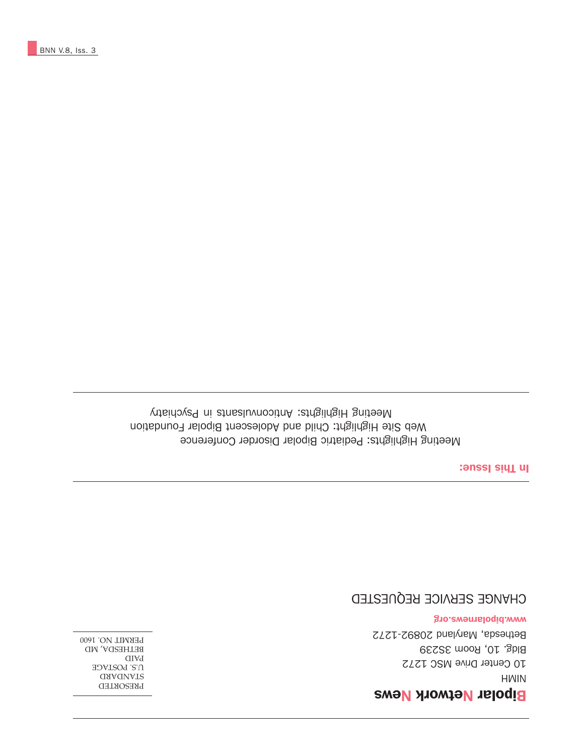**Bipolar Network News**

NIMH
10 Center Drive MSC 1272
Bldg. 10, Room 3S239
Bethesda, Maryland 20892-1272

**www.bipolarnews.org**

CHANGE SERVICE REQUESTED

PRESORTED
STANDARD
U.S. POSTAGE
PAID
BETHESDA, MD
PERMIT NO. 1600

**In This Issue:**

Meeting Highlights: Pediatric Bipolar Disorder Conference
Web Site Highlight: Child and Adolescent Bipolar Foundation
Meeting Highlights: Anticonvulsants in Psychiatry